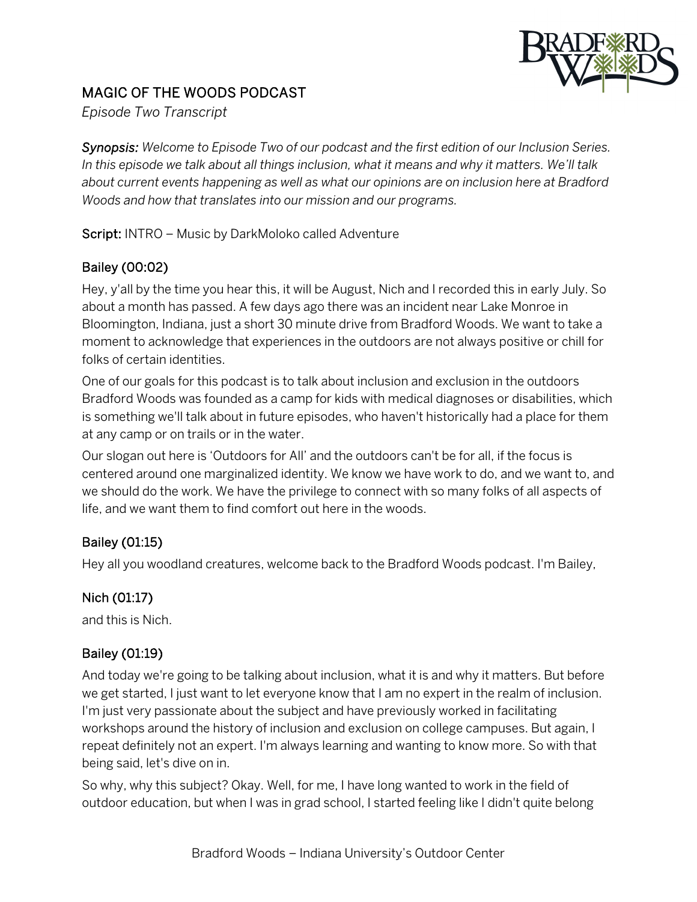# MAGIC OF THE WOODS PODCAST

*Episode Two Transcript*

***Synopsis:*** *Welcome to Episode Two of our podcast and the first edition of our Inclusion Series. In this episode we talk about all things inclusion, what it means and why it matters. We'll talk about current events happening as well as what our opinions are on inclusion here at Bradford Woods and how that translates into our mission and our programs.*

**Script:** INTRO – Music by DarkMoloko called Adventure

### Bailey (00:02)

Hey, y'all by the time you hear this, it will be August, Nich and I recorded this in early July. So about a month has passed. A few days ago there was an incident near Lake Monroe in Bloomington, Indiana, just a short 30 minute drive from Bradford Woods. We want to take a moment to acknowledge that experiences in the outdoors are not always positive or chill for folks of certain identities.

One of our goals for this podcast is to talk about inclusion and exclusion in the outdoors Bradford Woods was founded as a camp for kids with medical diagnoses or disabilities, which is something we'll talk about in future episodes, who haven't historically had a place for them at any camp or on trails or in the water.

Our slogan out here is 'Outdoors for All' and the outdoors can't be for all, if the focus is centered around one marginalized identity. We know we have work to do, and we want to, and we should do the work. We have the privilege to connect with so many folks of all aspects of life, and we want them to find comfort out here in the woods.

### Bailey (01:15)

Hey all you woodland creatures, welcome back to the Bradford Woods podcast. I'm Bailey,

### Nich (01:17)

and this is Nich.

### Bailey (01:19)

And today we're going to be talking about inclusion, what it is and why it matters. But before we get started, I just want to let everyone know that I am no expert in the realm of inclusion. I'm just very passionate about the subject and have previously worked in facilitating workshops around the history of inclusion and exclusion on college campuses. But again, I repeat definitely not an expert. I'm always learning and wanting to know more. So with that being said, let's dive on in.

So why, why this subject? Okay. Well, for me, I have long wanted to work in the field of outdoor education, but when I was in grad school, I started feeling like I didn't quite belong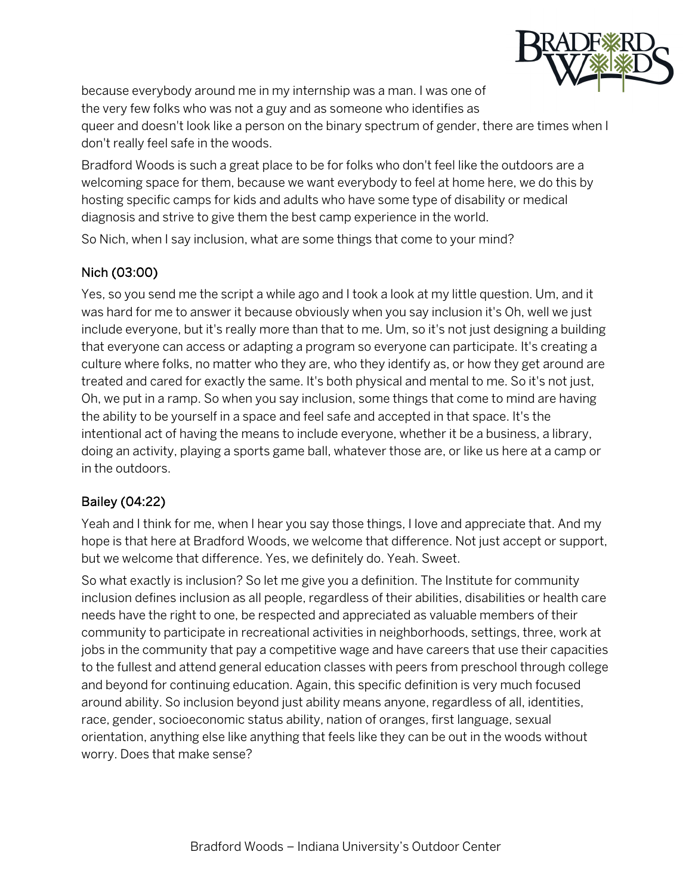because everybody around me in my internship was a man. I was one of the very few folks who was not a guy and as someone who identifies as queer and doesn't look like a person on the binary spectrum of gender, there are times when I don't really feel safe in the woods.

Bradford Woods is such a great place to be for folks who don't feel like the outdoors are a welcoming space for them, because we want everybody to feel at home here, we do this by hosting specific camps for kids and adults who have some type of disability or medical diagnosis and strive to give them the best camp experience in the world.

So Nich, when I say inclusion, what are some things that come to your mind?

### Nich (03:00)

Yes, so you send me the script a while ago and I took a look at my little question. Um, and it was hard for me to answer it because obviously when you say inclusion it's Oh, well we just include everyone, but it's really more than that to me. Um, so it's not just designing a building that everyone can access or adapting a program so everyone can participate. It's creating a culture where folks, no matter who they are, who they identify as, or how they get around are treated and cared for exactly the same. It's both physical and mental to me. So it's not just, Oh, we put in a ramp. So when you say inclusion, some things that come to mind are having the ability to be yourself in a space and feel safe and accepted in that space. It's the intentional act of having the means to include everyone, whether it be a business, a library, doing an activity, playing a sports game ball, whatever those are, or like us here at a camp or in the outdoors.

### Bailey (04:22)

Yeah and I think for me, when I hear you say those things, I love and appreciate that. And my hope is that here at Bradford Woods, we welcome that difference. Not just accept or support, but we welcome that difference. Yes, we definitely do. Yeah. Sweet.

So what exactly is inclusion? So let me give you a definition. The Institute for community inclusion defines inclusion as all people, regardless of their abilities, disabilities or health care needs have the right to one, be respected and appreciated as valuable members of their community to participate in recreational activities in neighborhoods, settings, three, work at jobs in the community that pay a competitive wage and have careers that use their capacities to the fullest and attend general education classes with peers from preschool through college and beyond for continuing education. Again, this specific definition is very much focused around ability. So inclusion beyond just ability means anyone, regardless of all, identities, race, gender, socioeconomic status ability, nation of oranges, first language, sexual orientation, anything else like anything that feels like they can be out in the woods without worry. Does that make sense?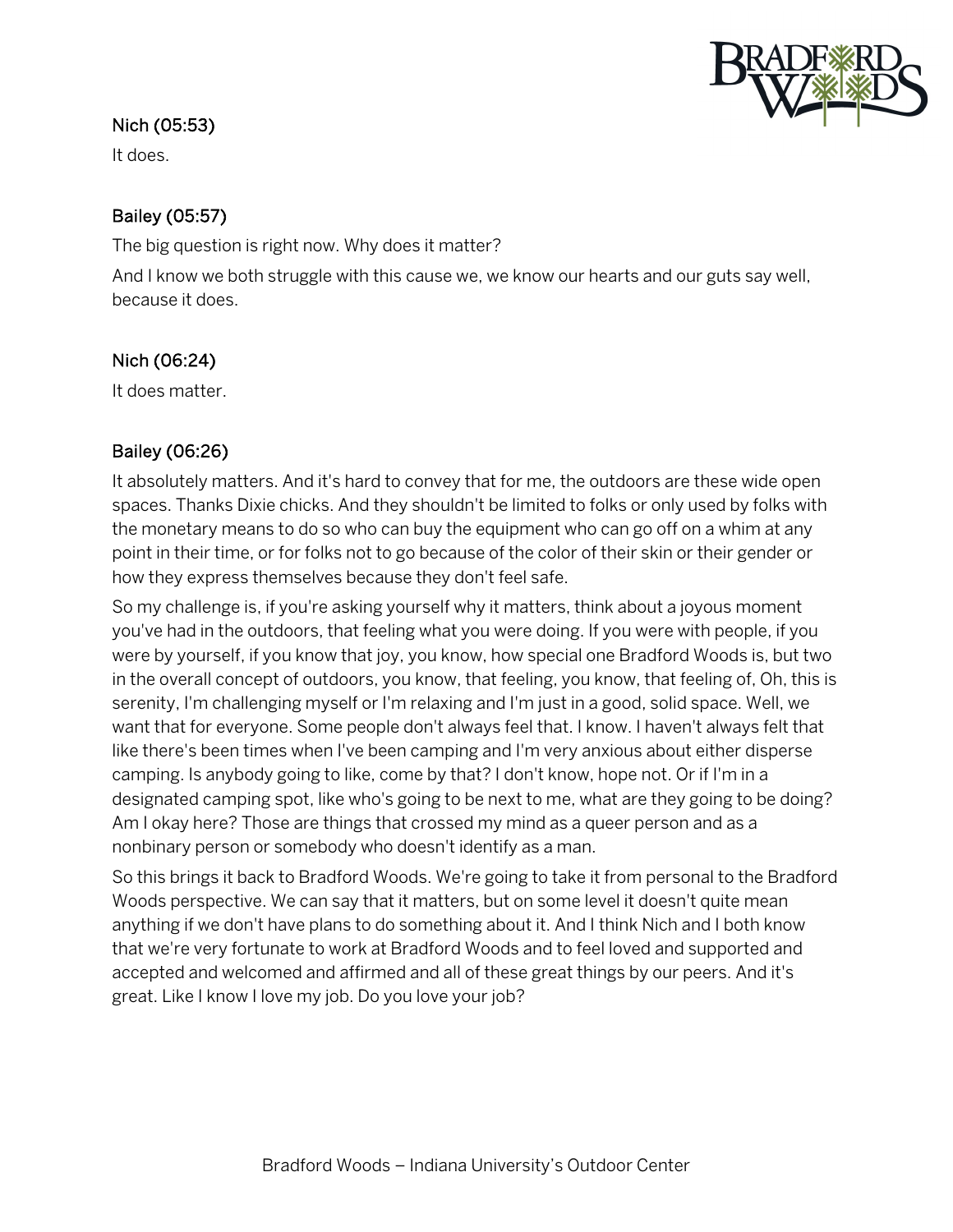**Nich (05:53)**

It does.

**Bailey (05:57)**

The big question is right now. Why does it matter?

And I know we both struggle with this cause we, we know our hearts and our guts say well, because it does.

**Nich (06:24)**

It does matter.

**Bailey (06:26)**

It absolutely matters. And it's hard to convey that for me, the outdoors are these wide open spaces. Thanks Dixie chicks. And they shouldn't be limited to folks or only used by folks with the monetary means to do so who can buy the equipment who can go off on a whim at any point in their time, or for folks not to go because of the color of their skin or their gender or how they express themselves because they don't feel safe.

So my challenge is, if you're asking yourself why it matters, think about a joyous moment you've had in the outdoors, that feeling what you were doing. If you were with people, if you were by yourself, if you know that joy, you know, how special one Bradford Woods is, but two in the overall concept of outdoors, you know, that feeling, you know, that feeling of, Oh, this is serenity, I'm challenging myself or I'm relaxing and I'm just in a good, solid space. Well, we want that for everyone. Some people don't always feel that. I know. I haven't always felt that like there's been times when I've been camping and I'm very anxious about either disperse camping. Is anybody going to like, come by that? I don't know, hope not. Or if I'm in a designated camping spot, like who's going to be next to me, what are they going to be doing? Am I okay here? Those are things that crossed my mind as a queer person and as a nonbinary person or somebody who doesn't identify as a man.

So this brings it back to Bradford Woods. We're going to take it from personal to the Bradford Woods perspective. We can say that it matters, but on some level it doesn't quite mean anything if we don't have plans to do something about it. And I think Nich and I both know that we're very fortunate to work at Bradford Woods and to feel loved and supported and accepted and welcomed and affirmed and all of these great things by our peers. And it's great. Like I know I love my job. Do you love your job?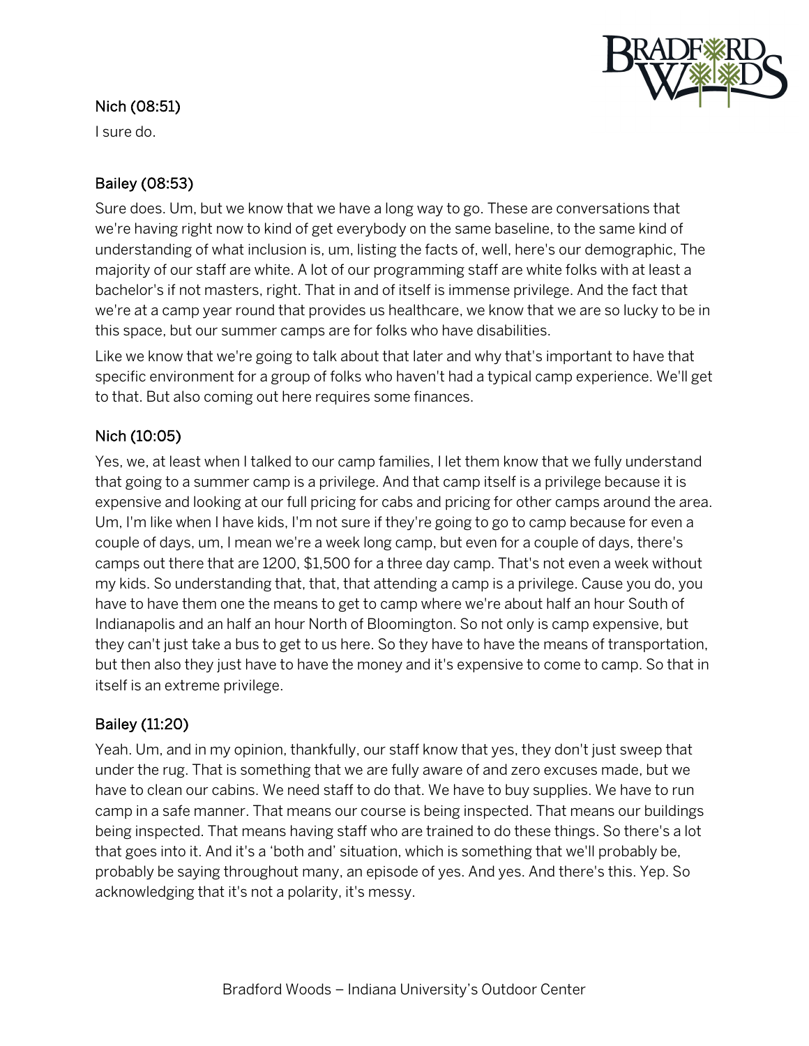**Nich (08:51)**

I sure do.

**Bailey (08:53)**

Sure does. Um, but we know that we have a long way to go. These are conversations that we're having right now to kind of get everybody on the same baseline, to the same kind of understanding of what inclusion is, um, listing the facts of, well, here's our demographic, The majority of our staff are white. A lot of our programming staff are white folks with at least a bachelor's if not masters, right. That in and of itself is immense privilege. And the fact that we're at a camp year round that provides us healthcare, we know that we are so lucky to be in this space, but our summer camps are for folks who have disabilities.

Like we know that we're going to talk about that later and why that's important to have that specific environment for a group of folks who haven't had a typical camp experience. We'll get to that. But also coming out here requires some finances.

**Nich (10:05)**

Yes, we, at least when I talked to our camp families, I let them know that we fully understand that going to a summer camp is a privilege. And that camp itself is a privilege because it is expensive and looking at our full pricing for cabs and pricing for other camps around the area. Um, I'm like when I have kids, I'm not sure if they're going to go to camp because for even a couple of days, um, I mean we're a week long camp, but even for a couple of days, there's camps out there that are 1200, $1,500 for a three day camp. That's not even a week without my kids. So understanding that, that, that attending a camp is a privilege. Cause you do, you have to have them one the means to get to camp where we're about half an hour South of Indianapolis and an half an hour North of Bloomington. So not only is camp expensive, but they can't just take a bus to get to us here. So they have to have the means of transportation, but then also they just have to have the money and it's expensive to come to camp. So that in itself is an extreme privilege.

**Bailey (11:20)**

Yeah. Um, and in my opinion, thankfully, our staff know that yes, they don't just sweep that under the rug. That is something that we are fully aware of and zero excuses made, but we have to clean our cabins. We need staff to do that. We have to buy supplies. We have to run camp in a safe manner. That means our course is being inspected. That means our buildings being inspected. That means having staff who are trained to do these things. So there's a lot that goes into it. And it's a 'both and' situation, which is something that we'll probably be, probably be saying throughout many, an episode of yes. And yes. And there's this. Yep. So acknowledging that it's not a polarity, it's messy.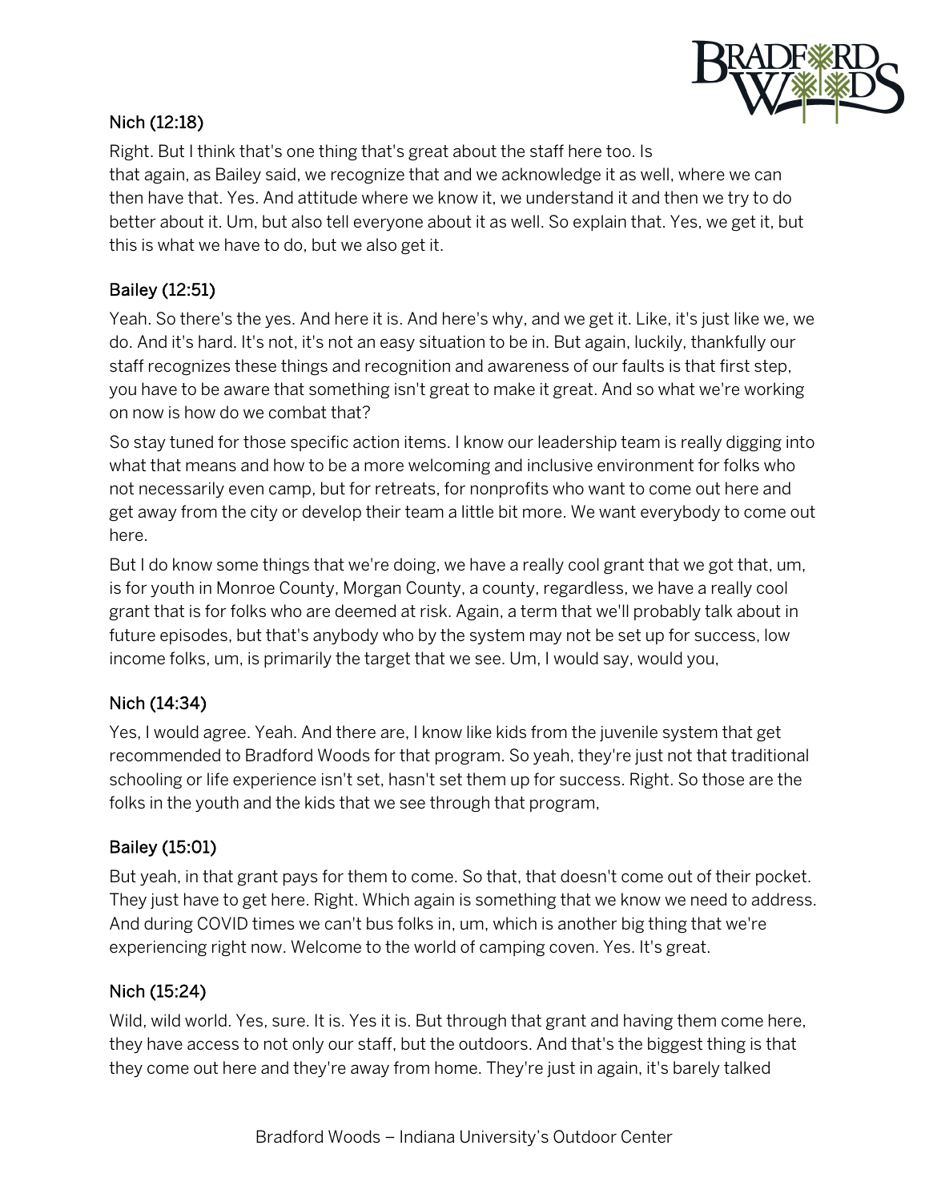### Nich (12:18)

Right. But I think that's one thing that's great about the staff here too. Is that again, as Bailey said, we recognize that and we acknowledge it as well, where we can then have that. Yes. And attitude where we know it, we understand it and then we try to do better about it. Um, but also tell everyone about it as well. So explain that. Yes, we get it, but this is what we have to do, but we also get it.

### Bailey (12:51)

Yeah. So there's the yes. And here it is. And here's why, and we get it. Like, it's just like we, we do. And it's hard. It's not, it's not an easy situation to be in. But again, luckily, thankfully our staff recognizes these things and recognition and awareness of our faults is that first step, you have to be aware that something isn't great to make it great. And so what we're working on now is how do we combat that?

So stay tuned for those specific action items. I know our leadership team is really digging into what that means and how to be a more welcoming and inclusive environment for folks who not necessarily even camp, but for retreats, for nonprofits who want to come out here and get away from the city or develop their team a little bit more. We want everybody to come out here.

But I do know some things that we're doing, we have a really cool grant that we got that, um, is for youth in Monroe County, Morgan County, a county, regardless, we have a really cool grant that is for folks who are deemed at risk. Again, a term that we'll probably talk about in future episodes, but that's anybody who by the system may not be set up for success, low income folks, um, is primarily the target that we see. Um, I would say, would you,

### Nich (14:34)

Yes, I would agree. Yeah. And there are, I know like kids from the juvenile system that get recommended to Bradford Woods for that program. So yeah, they're just not that traditional schooling or life experience isn't set, hasn't set them up for success. Right. So those are the folks in the youth and the kids that we see through that program,

### Bailey (15:01)

But yeah, in that grant pays for them to come. So that, that doesn't come out of their pocket. They just have to get here. Right. Which again is something that we know we need to address. And during COVID times we can't bus folks in, um, which is another big thing that we're experiencing right now. Welcome to the world of camping coven. Yes. It's great.

### Nich (15:24)

Wild, wild world. Yes, sure. It is. Yes it is. But through that grant and having them come here, they have access to not only our staff, but the outdoors. And that's the biggest thing is that they come out here and they're away from home. They're just in again, it's barely talked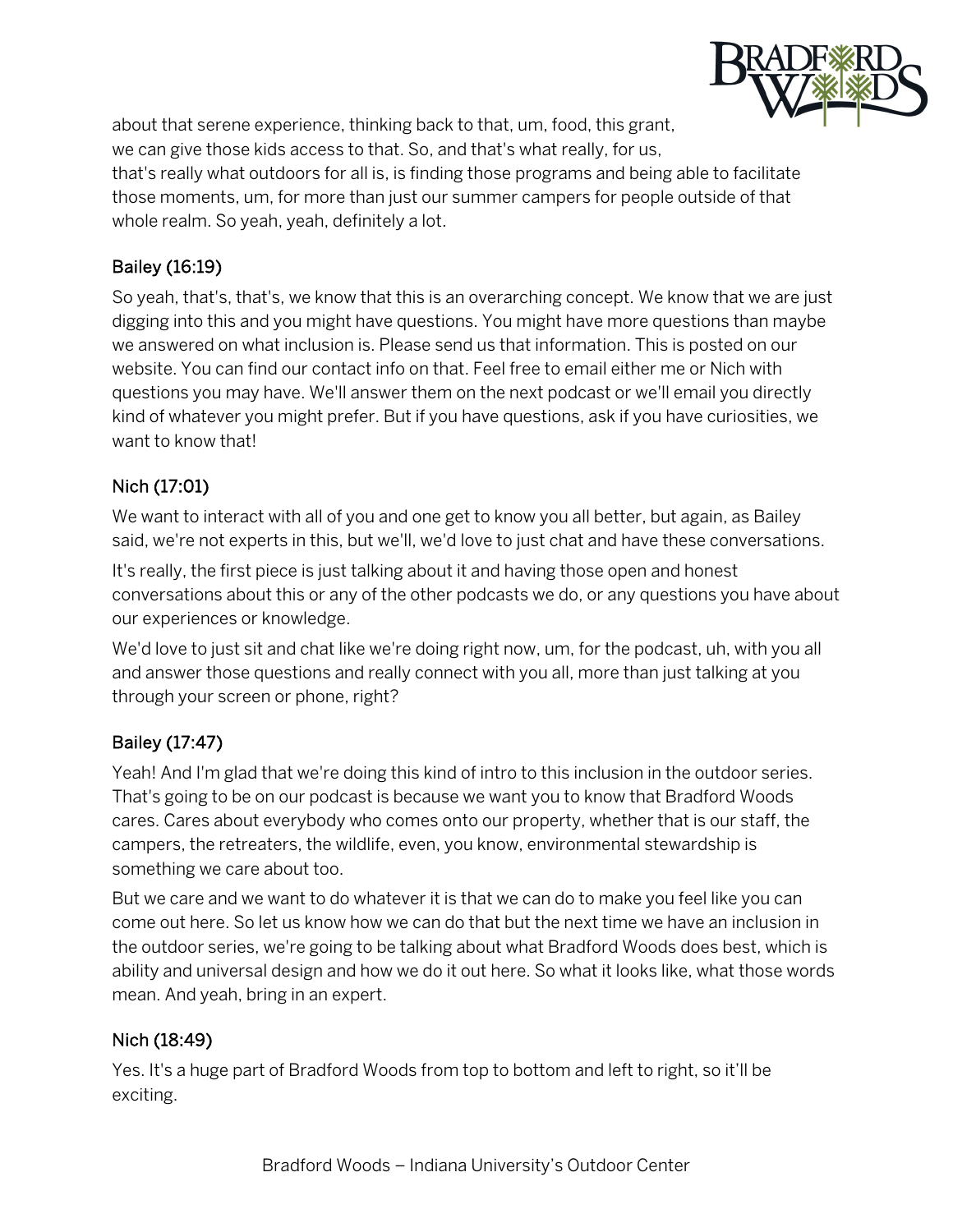about that serene experience, thinking back to that, um, food, this grant, we can give those kids access to that. So, and that's what really, for us, that's really what outdoors for all is, is finding those programs and being able to facilitate those moments, um, for more than just our summer campers for people outside of that whole realm. So yeah, yeah, definitely a lot.

**Bailey (16:19)**

So yeah, that's, that's, we know that this is an overarching concept. We know that we are just digging into this and you might have questions. You might have more questions than maybe we answered on what inclusion is. Please send us that information. This is posted on our website. You can find our contact info on that. Feel free to email either me or Nich with questions you may have. We'll answer them on the next podcast or we'll email you directly kind of whatever you might prefer. But if you have questions, ask if you have curiosities, we want to know that!

**Nich (17:01)**

We want to interact with all of you and one get to know you all better, but again, as Bailey said, we're not experts in this, but we'll, we'd love to just chat and have these conversations.

It's really, the first piece is just talking about it and having those open and honest conversations about this or any of the other podcasts we do, or any questions you have about our experiences or knowledge.

We'd love to just sit and chat like we're doing right now, um, for the podcast, uh, with you all and answer those questions and really connect with you all, more than just talking at you through your screen or phone, right?

**Bailey (17:47)**

Yeah! And I'm glad that we're doing this kind of intro to this inclusion in the outdoor series. That's going to be on our podcast is because we want you to know that Bradford Woods cares. Cares about everybody who comes onto our property, whether that is our staff, the campers, the retreaters, the wildlife, even, you know, environmental stewardship is something we care about too.

But we care and we want to do whatever it is that we can do to make you feel like you can come out here. So let us know how we can do that but the next time we have an inclusion in the outdoor series, we're going to be talking about what Bradford Woods does best, which is ability and universal design and how we do it out here. So what it looks like, what those words mean. And yeah, bring in an expert.

**Nich (18:49)**

Yes. It's a huge part of Bradford Woods from top to bottom and left to right, so it'll be exciting.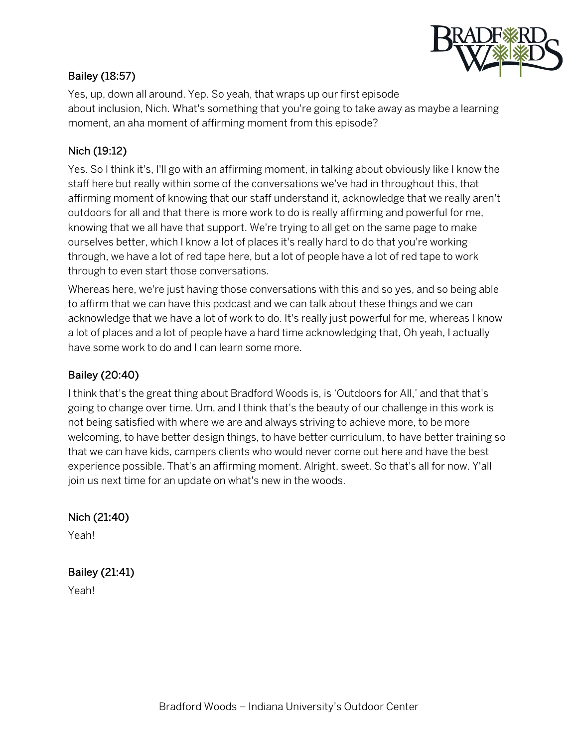**Bailey (18:57)**

Yes, up, down all around. Yep. So yeah, that wraps up our first episode about inclusion, Nich. What's something that you're going to take away as maybe a learning moment, an aha moment of affirming moment from this episode?

**Nich (19:12)**

Yes. So I think it's, I'll go with an affirming moment, in talking about obviously like I know the staff here but really within some of the conversations we've had in throughout this, that affirming moment of knowing that our staff understand it, acknowledge that we really aren't outdoors for all and that there is more work to do is really affirming and powerful for me, knowing that we all have that support. We're trying to all get on the same page to make ourselves better, which I know a lot of places it's really hard to do that you're working through, we have a lot of red tape here, but a lot of people have a lot of red tape to work through to even start those conversations.

Whereas here, we're just having those conversations with this and so yes, and so being able to affirm that we can have this podcast and we can talk about these things and we can acknowledge that we have a lot of work to do. It's really just powerful for me, whereas I know a lot of places and a lot of people have a hard time acknowledging that, Oh yeah, I actually have some work to do and I can learn some more.

**Bailey (20:40)**

I think that's the great thing about Bradford Woods is, is 'Outdoors for All,' and that that's going to change over time. Um, and I think that's the beauty of our challenge in this work is not being satisfied with where we are and always striving to achieve more, to be more welcoming, to have better design things, to have better curriculum, to have better training so that we can have kids, campers clients who would never come out here and have the best experience possible. That's an affirming moment. Alright, sweet. So that's all for now. Y'all join us next time for an update on what's new in the woods.

**Nich (21:40)**

Yeah!

**Bailey (21:41)**

Yeah!